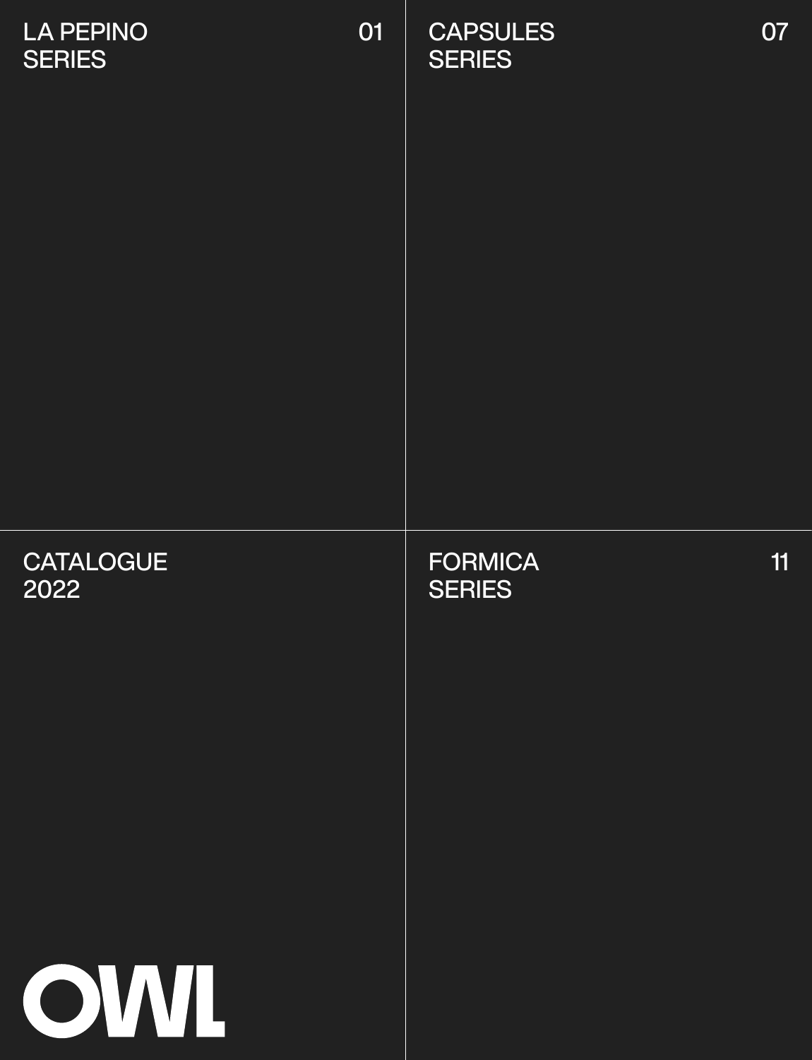# OWL

## CATALOGUE 2022

LA PEPINO SERIES — 01

CAPSULES SERIES — 07

FORMICA SERIES — 11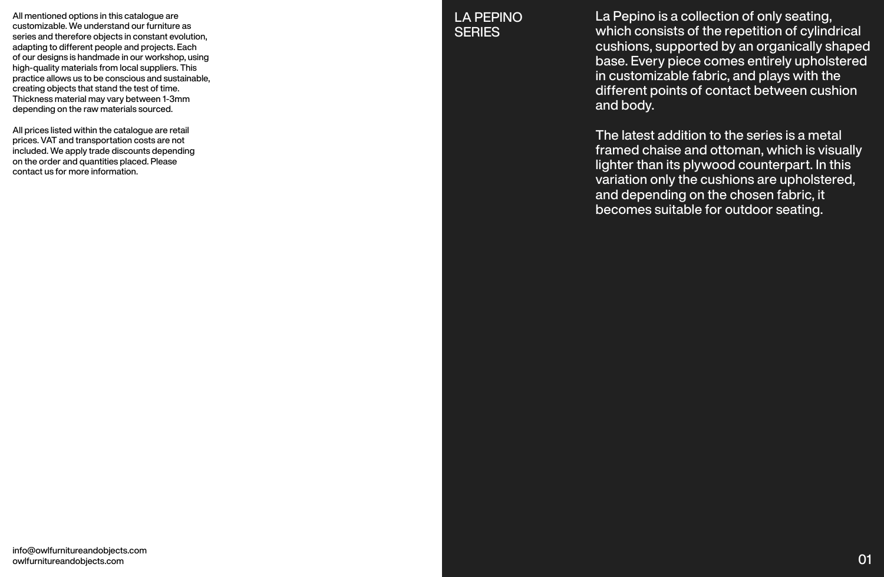All mentioned options in this catalogue are customizable. We understand our furniture as series and therefore objects in constant evolution, adapting to different people and projects. Each of our designs is handmade in our workshop, using high-quality materials from local suppliers. This practice allows us to be conscious and sustainable, creating objects that stand the test of time. Thickness material may vary between 1-3mm depending on the raw materials sourced.

All prices listed within the catalogue are retail prices. VAT and transportation costs are not included. We apply trade discounts depending on the order and quantities placed. Please contact us for more information.

info@owlfurnitureandobjects.com
owlfurnitureandobjects.com

# LA PEPINO SERIES

La Pepino is a collection of only seating, which consists of the repetition of cylindrical cushions, supported by an organically shaped base. Every piece comes entirely upholstered in customizable fabric, and plays with the different points of contact between cushion and body.

The latest addition to the series is a metal framed chaise and ottoman, which is visually lighter than its plywood counterpart. In this variation only the cushions are upholstered, and depending on the chosen fabric, it becomes suitable for outdoor seating.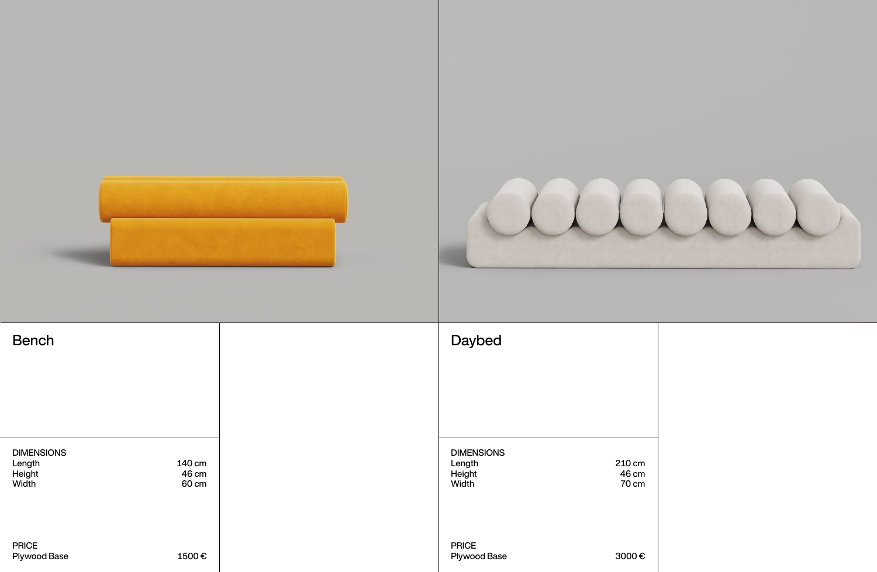## Bench

DIMENSIONS

| | |
|---|---|
| Length | 140 cm |
| Height | 46 cm |
| Width | 60 cm |

PRICE

| | |
|---|---|
| Plywood Base | 1500 € |

## Daybed

DIMENSIONS

| | |
|---|---|
| Length | 210 cm |
| Height | 46 cm |
| Width | 70 cm |

PRICE

| | |
|---|---|
| Plywood Base | 3000 € |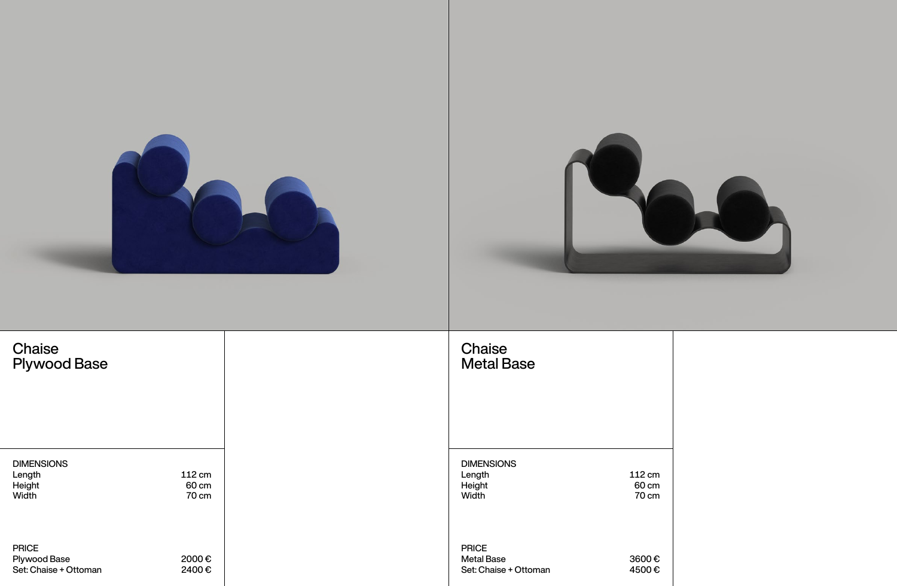## Chaise
## Plywood Base

DIMENSIONS

| | |
|---|---|
| Length | 112 cm |
| Height | 60 cm |
| Width | 70 cm |

PRICE

| | |
|---|---|
| Plywood Base | 2000 € |
| Set: Chaise + Ottoman | 2400 € |

## Chaise
## Metal Base

DIMENSIONS

| | |
|---|---|
| Length | 112 cm |
| Height | 60 cm |
| Width | 70 cm |

PRICE

| | |
|---|---|
| Metal Base | 3600 € |
| Set: Chaise + Ottoman | 4500 € |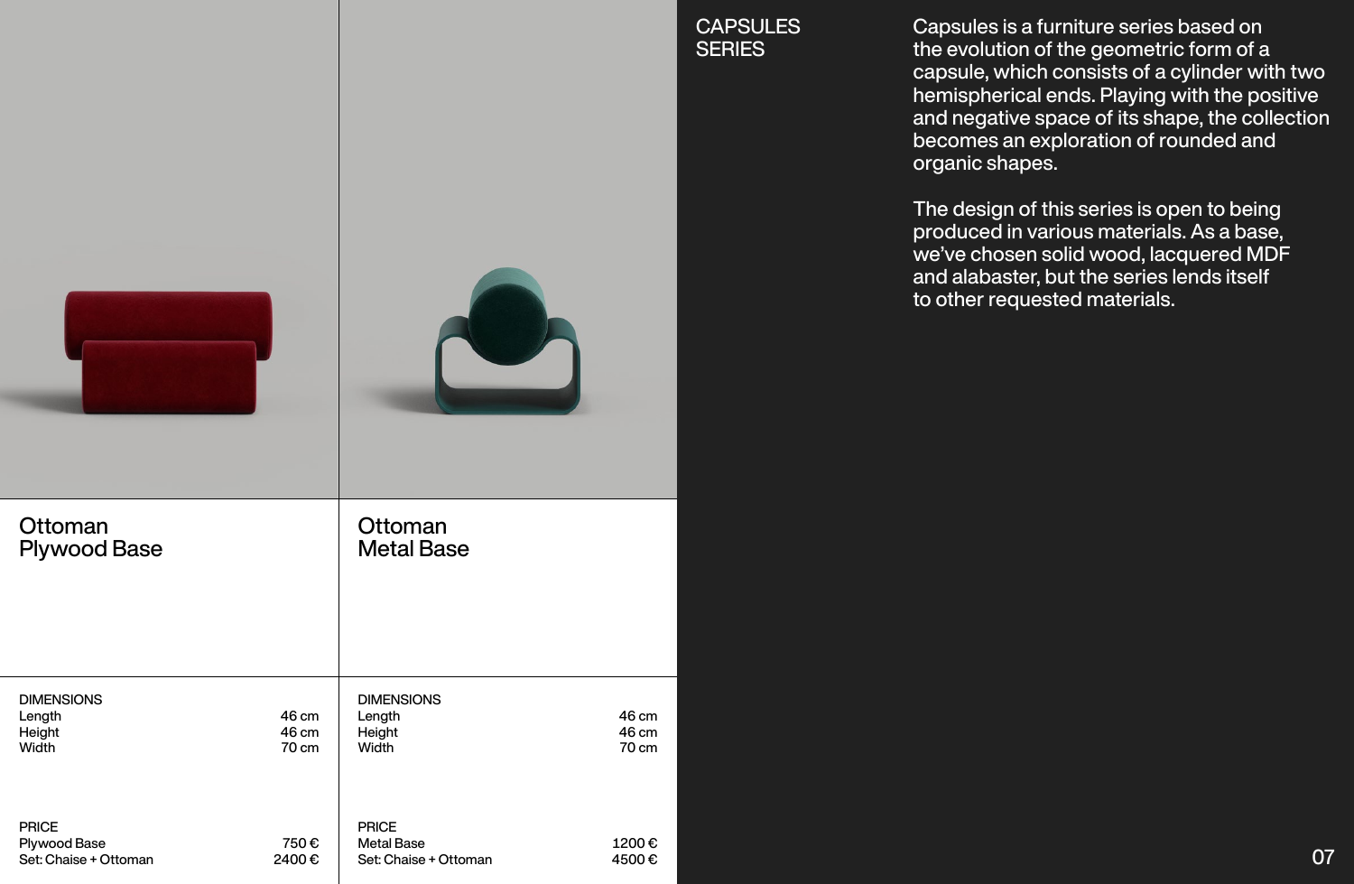# CAPSULES SERIES

Capsules is a furniture series based on the evolution of the geometric form of a capsule, which consists of a cylinder with two hemispherical ends. Playing with the positive and negative space of its shape, the collection becomes an exploration of rounded and organic shapes.

The design of this series is open to being produced in various materials. As a base, we've chosen solid wood, lacquered MDF and alabaster, but the series lends itself to other requested materials.

## Ottoman Plywood Base

**DIMENSIONS**

| | |
|---|---|
| Length | 46 cm |
| Height | 46 cm |
| Width | 70 cm |

**PRICE**

| | |
|---|---|
| Plywood Base | 750 € |
| Set: Chaise + Ottoman | 2400 € |

## Ottoman Metal Base

**DIMENSIONS**

| | |
|---|---|
| Length | 46 cm |
| Height | 46 cm |
| Width | 70 cm |

**PRICE**

| | |
|---|---|
| Metal Base | 1200 € |
| Set: Chaise + Ottoman | 4500 € |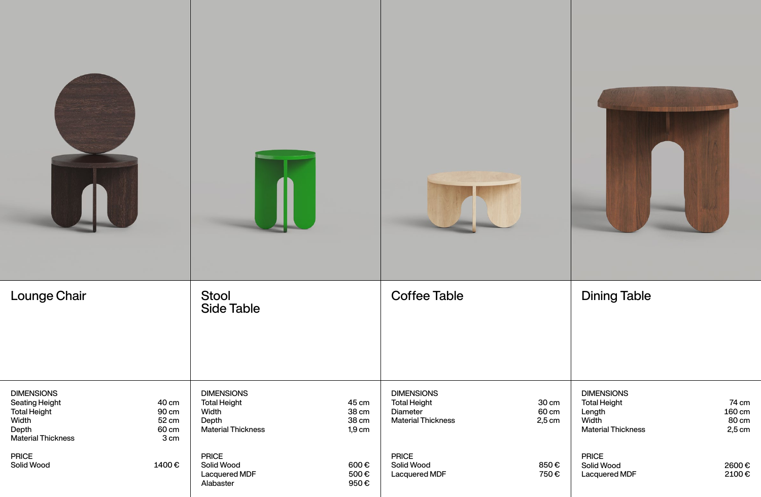## Lounge Chair

| DIMENSIONS | |
|---|---|
| Seating Height | 40 cm |
| Total Height | 90 cm |
| Width | 52 cm |
| Depth | 60 cm |
| Material Thickness | 3 cm |

| PRICE | |
|---|---|
| Solid Wood | 1400 € |

## Stool
## Side Table

| DIMENSIONS | |
|---|---|
| Total Height | 45 cm |
| Width | 38 cm |
| Depth | 38 cm |
| Material Thickness | 1,9 cm |

| PRICE | |
|---|---|
| Solid Wood | 600 € |
| Lacquered MDF | 500 € |
| Alabaster | 950 € |

## Coffee Table

| DIMENSIONS | |
|---|---|
| Total Height | 30 cm |
| Diameter | 60 cm |
| Material Thickness | 2,5 cm |

| PRICE | |
|---|---|
| Solid Wood | 850 € |
| Lacquered MDF | 750 € |

## Dining Table

| DIMENSIONS | |
|---|---|
| Total Height | 74 cm |
| Length | 160 cm |
| Width | 80 cm |
| Material Thickness | 2,5 cm |

| PRICE | |
|---|---|
| Solid Wood | 2600 € |
| Lacquered MDF | 2100 € |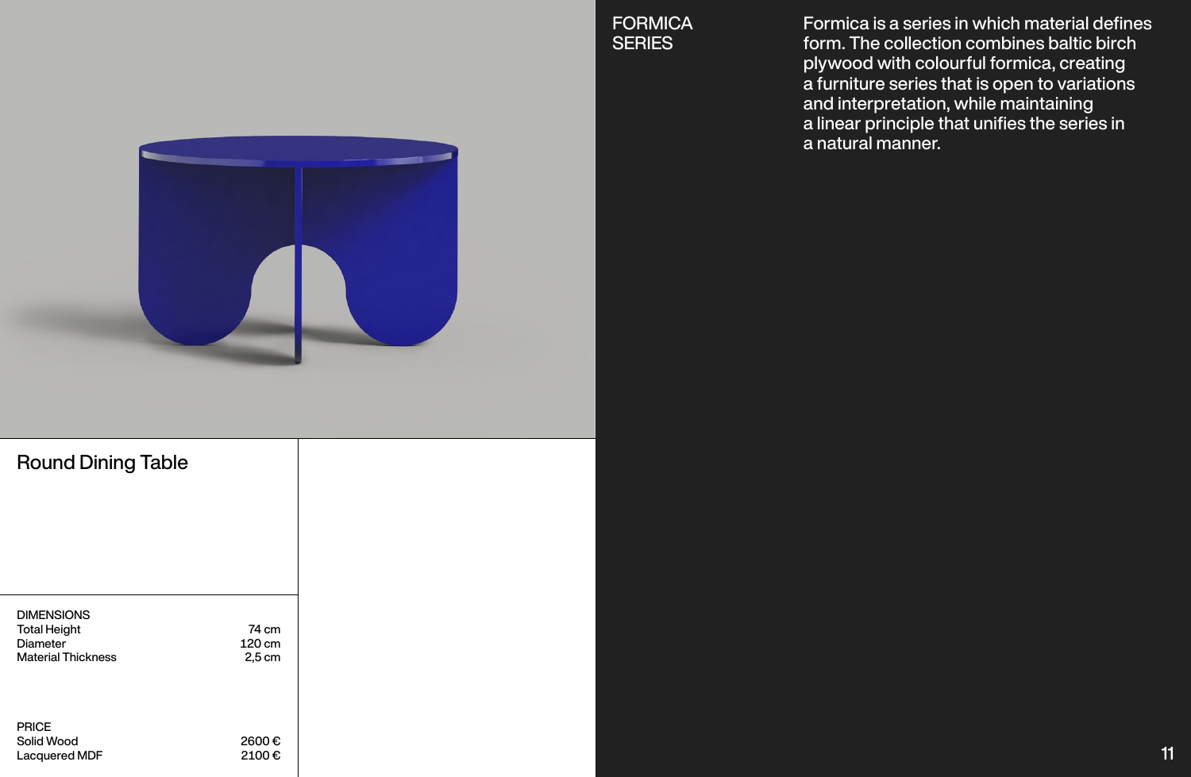# Round Dining Table

| DIMENSIONS | |
|---|---|
| Total Height | 74 cm |
| Diameter | 120 cm |
| Material Thickness | 2,5 cm |

| PRICE | |
|---|---|
| Solid Wood | 2600 € |
| Lacquered MDF | 2100 € |

## FORMICA SERIES

Formica is a series in which material defines form. The collection combines baltic birch plywood with colourful formica, creating a furniture series that is open to variations and interpretation, while maintaining a linear principle that unifies the series in a natural manner.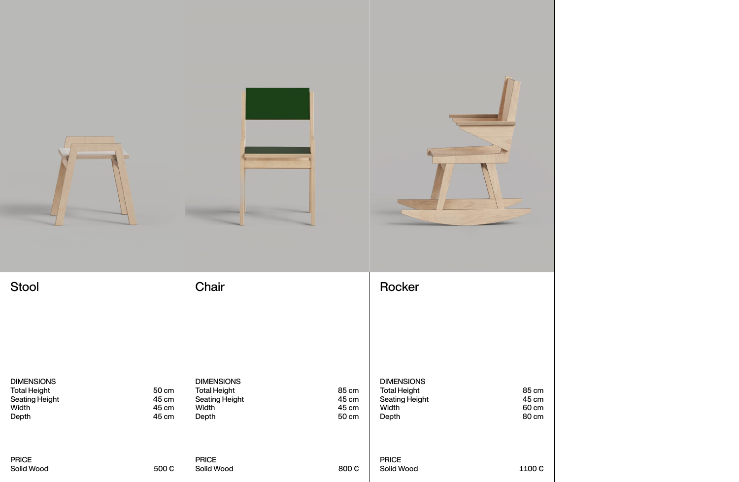## Stool

DIMENSIONS

| | |
|---|---|
| Total Height | 50 cm |
| Seating Height | 45 cm |
| Width | 45 cm |
| Depth | 45 cm |

PRICE

| | |
|---|---|
| Solid Wood | 500 € |

## Chair

DIMENSIONS

| | |
|---|---|
| Total Height | 85 cm |
| Seating Height | 45 cm |
| Width | 45 cm |
| Depth | 50 cm |

PRICE

| | |
|---|---|
| Solid Wood | 800 € |

## Rocker

DIMENSIONS

| | |
|---|---|
| Total Height | 85 cm |
| Seating Height | 45 cm |
| Width | 60 cm |
| Depth | 80 cm |

PRICE

| | |
|---|---|
| Solid Wood | 1100 € |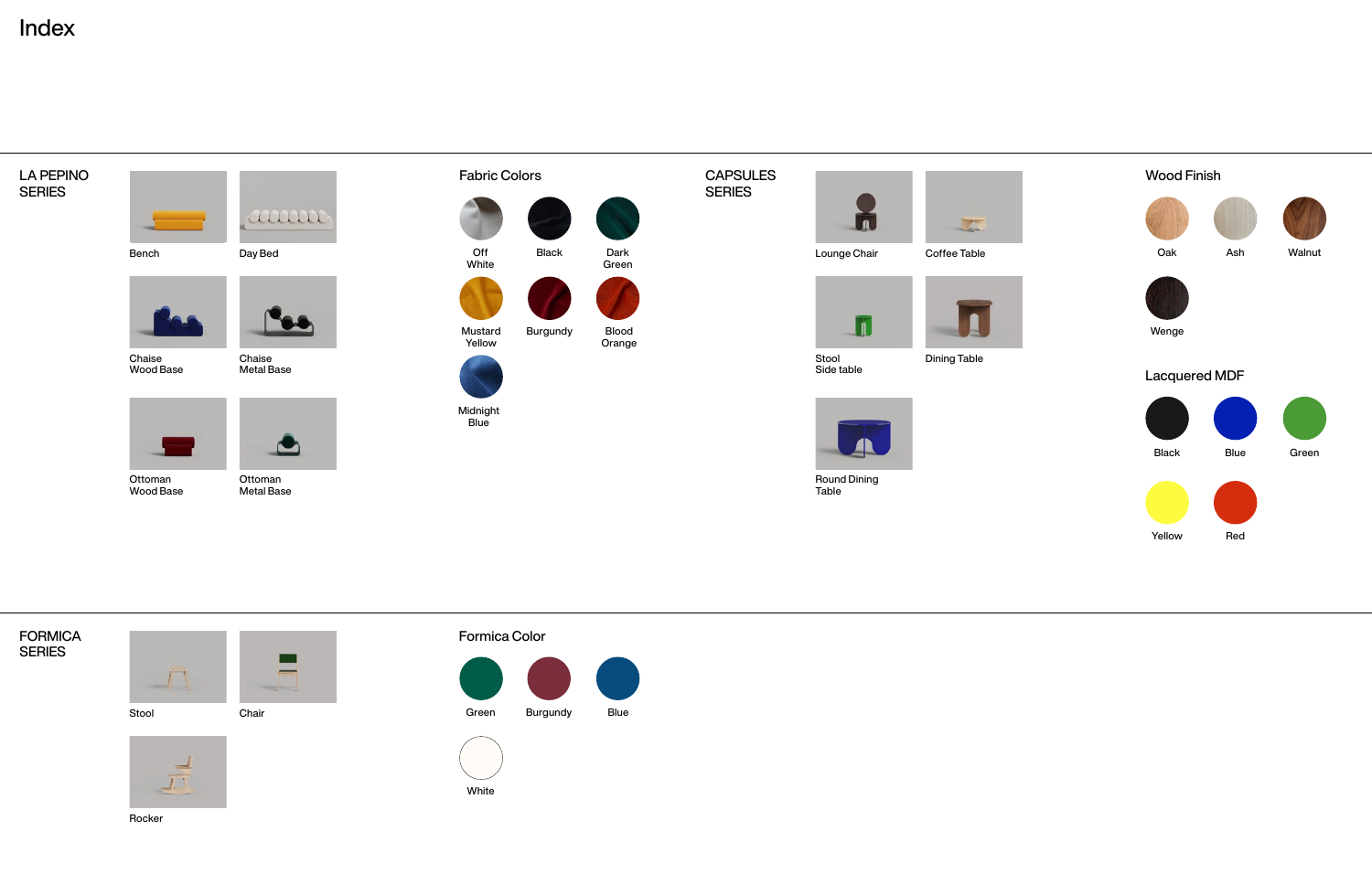# Index

## LA PEPINO SERIES

- Bench
- Day Bed
- Chaise Wood Base
- Chaise Metal Base
- Ottoman Wood Base
- Ottoman Metal Base

### Fabric Colors

- Off White
- Black
- Dark Green
- Mustard Yellow
- Burgundy
- Blood Orange
- Midnight Blue

## CAPSULES SERIES

- Lounge Chair
- Coffee Table
- Stool Side table
- Dining Table
- Round Dining Table

### Wood Finish

- Oak
- Ash
- Walnut
- Wenge

### Lacquered MDF

- Black
- Blue
- Green
- Yellow
- Red

## FORMICA SERIES

- Stool
- Chair
- Rocker

### Formica Color

- Green
- Burgundy
- Blue
- White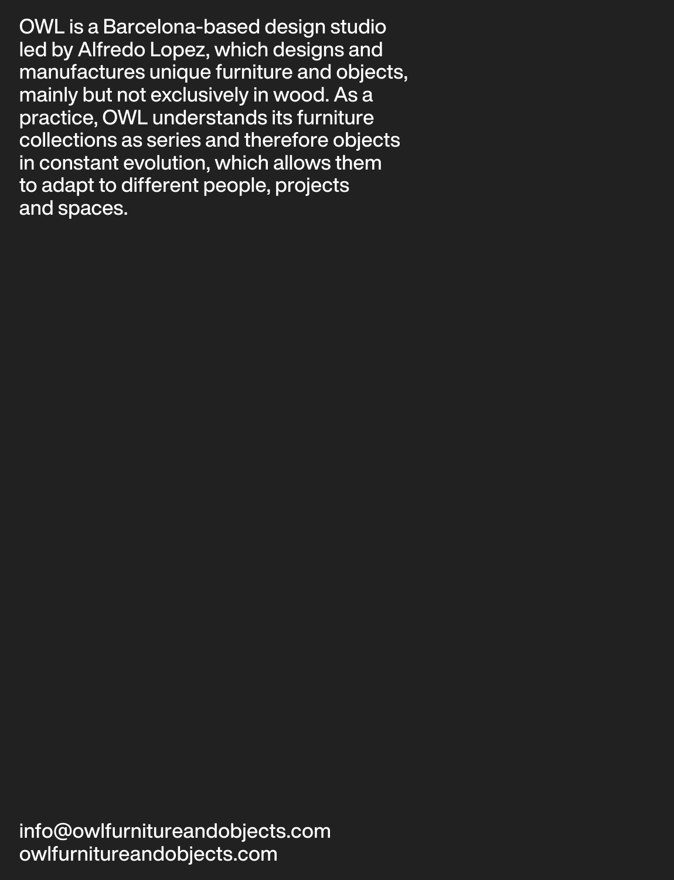OWL is a Barcelona-based design studio led by Alfredo Lopez, which designs and manufactures unique furniture and objects, mainly but not exclusively in wood. As a practice, OWL understands its furniture collections as series and therefore objects in constant evolution, which allows them to adapt to different people, projects and spaces.

info@owlfurnitureandobjects.com
owlfurnitureandobjects.com